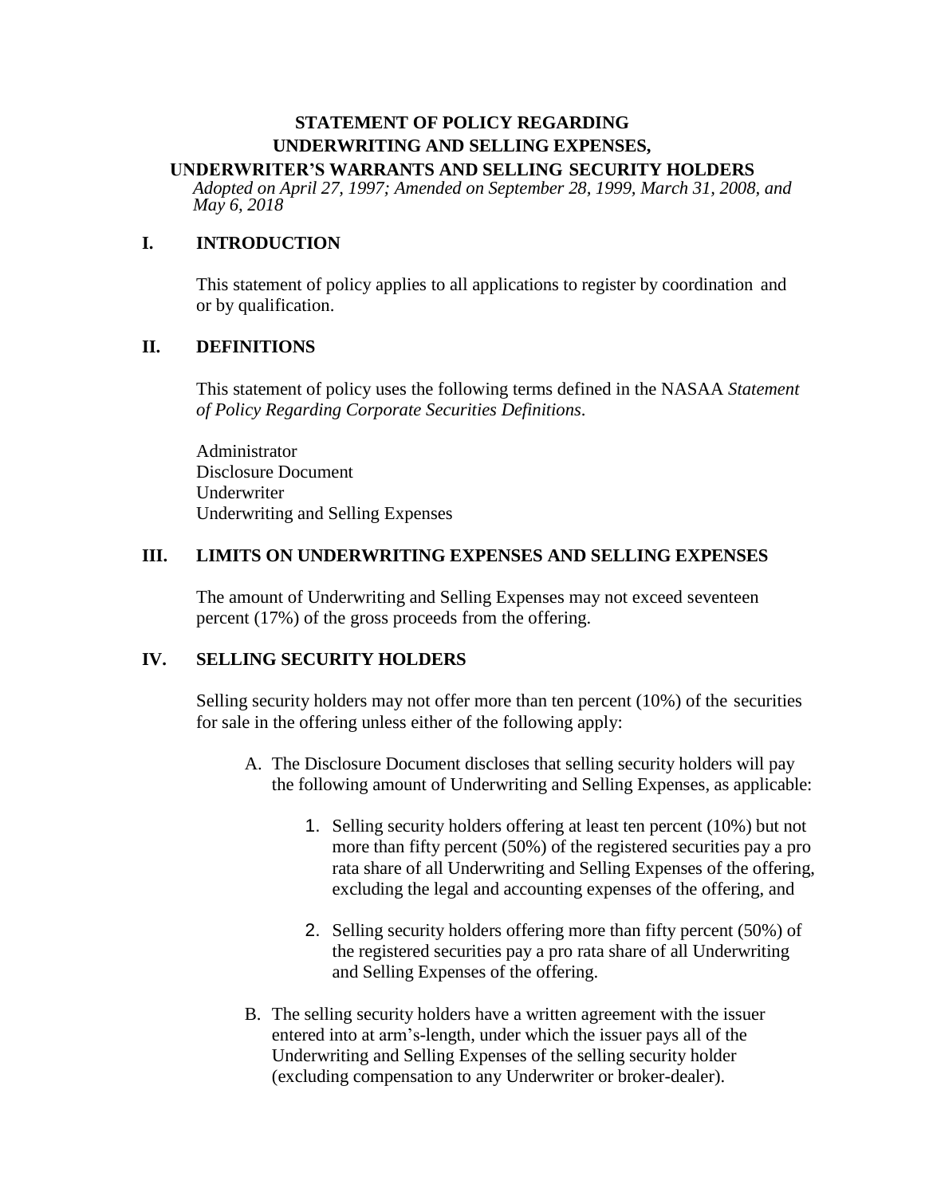# STATEMENT OF POLICY REGARDING UNDERWRITING AND SELLING EXPENSES, UNDERWRITER'S WARRANTS AND SELLING SECURITY HOLDERS

*Adopted on April 27, 1997; Amended on September 28, 1999, March 31, 2008, and May 6, 2018*

## I. INTRODUCTION

This statement of policy applies to all applications to register by coordination and or by qualification.

## II. DEFINITIONS

This statement of policy uses the following terms defined in the NASAA *Statement of Policy Regarding Corporate Securities Definitions*.

Administrator
Disclosure Document
Underwriter
Underwriting and Selling Expenses

## III. LIMITS ON UNDERWRITING EXPENSES AND SELLING EXPENSES

The amount of Underwriting and Selling Expenses may not exceed seventeen percent (17%) of the gross proceeds from the offering.

## IV. SELLING SECURITY HOLDERS

Selling security holders may not offer more than ten percent (10%) of the securities for sale in the offering unless either of the following apply:

A. The Disclosure Document discloses that selling security holders will pay the following amount of Underwriting and Selling Expenses, as applicable:

   1. Selling security holders offering at least ten percent (10%) but not more than fifty percent (50%) of the registered securities pay a pro rata share of all Underwriting and Selling Expenses of the offering, excluding the legal and accounting expenses of the offering, and

   2. Selling security holders offering more than fifty percent (50%) of the registered securities pay a pro rata share of all Underwriting and Selling Expenses of the offering.

B. The selling security holders have a written agreement with the issuer entered into at arm's-length, under which the issuer pays all of the Underwriting and Selling Expenses of the selling security holder (excluding compensation to any Underwriter or broker-dealer).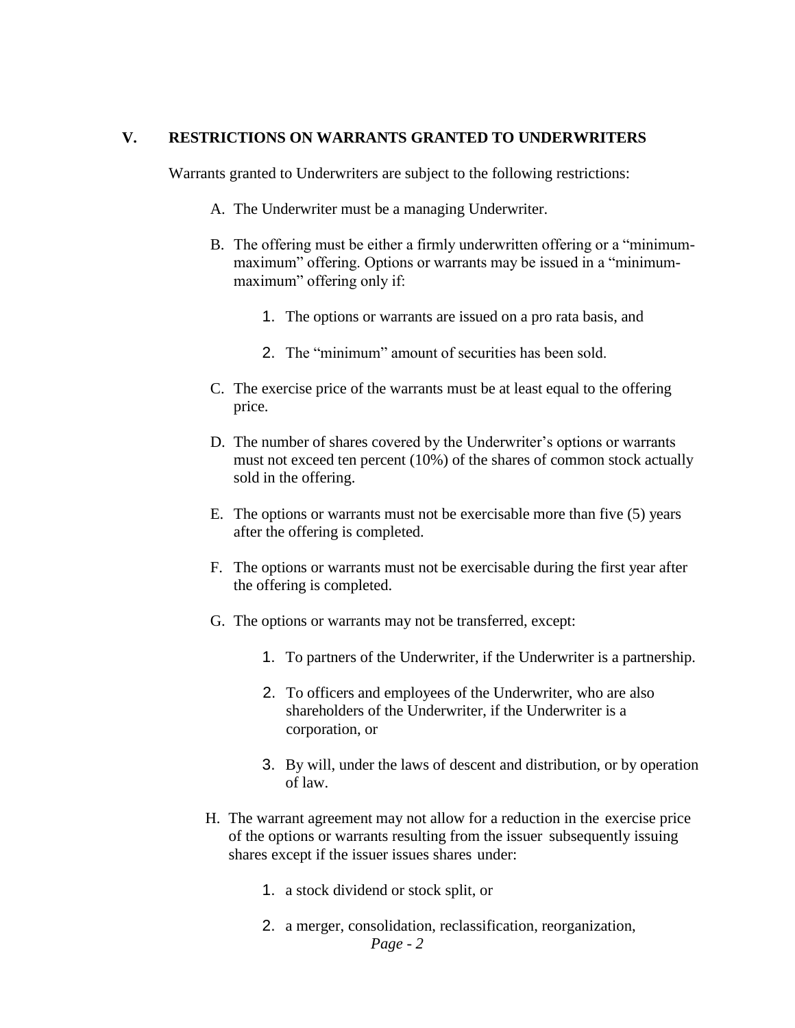## V. RESTRICTIONS ON WARRANTS GRANTED TO UNDERWRITERS

Warrants granted to Underwriters are subject to the following restrictions:

A. The Underwriter must be a managing Underwriter.

B. The offering must be either a firmly underwritten offering or a "minimum-maximum" offering. Options or warrants may be issued in a "minimum-maximum" offering only if:

   1. The options or warrants are issued on a pro rata basis, and

   2. The "minimum" amount of securities has been sold.

C. The exercise price of the warrants must be at least equal to the offering price.

D. The number of shares covered by the Underwriter's options or warrants must not exceed ten percent (10%) of the shares of common stock actually sold in the offering.

E. The options or warrants must not be exercisable more than five (5) years after the offering is completed.

F. The options or warrants must not be exercisable during the first year after the offering is completed.

G. The options or warrants may not be transferred, except:

   1. To partners of the Underwriter, if the Underwriter is a partnership.

   2. To officers and employees of the Underwriter, who are also shareholders of the Underwriter, if the Underwriter is a corporation, or

   3. By will, under the laws of descent and distribution, or by operation of law.

H. The warrant agreement may not allow for a reduction in the exercise price of the options or warrants resulting from the issuer subsequently issuing shares except if the issuer issues shares under:

   1. a stock dividend or stock split, or

   2. a merger, consolidation, reclassification, reorganization,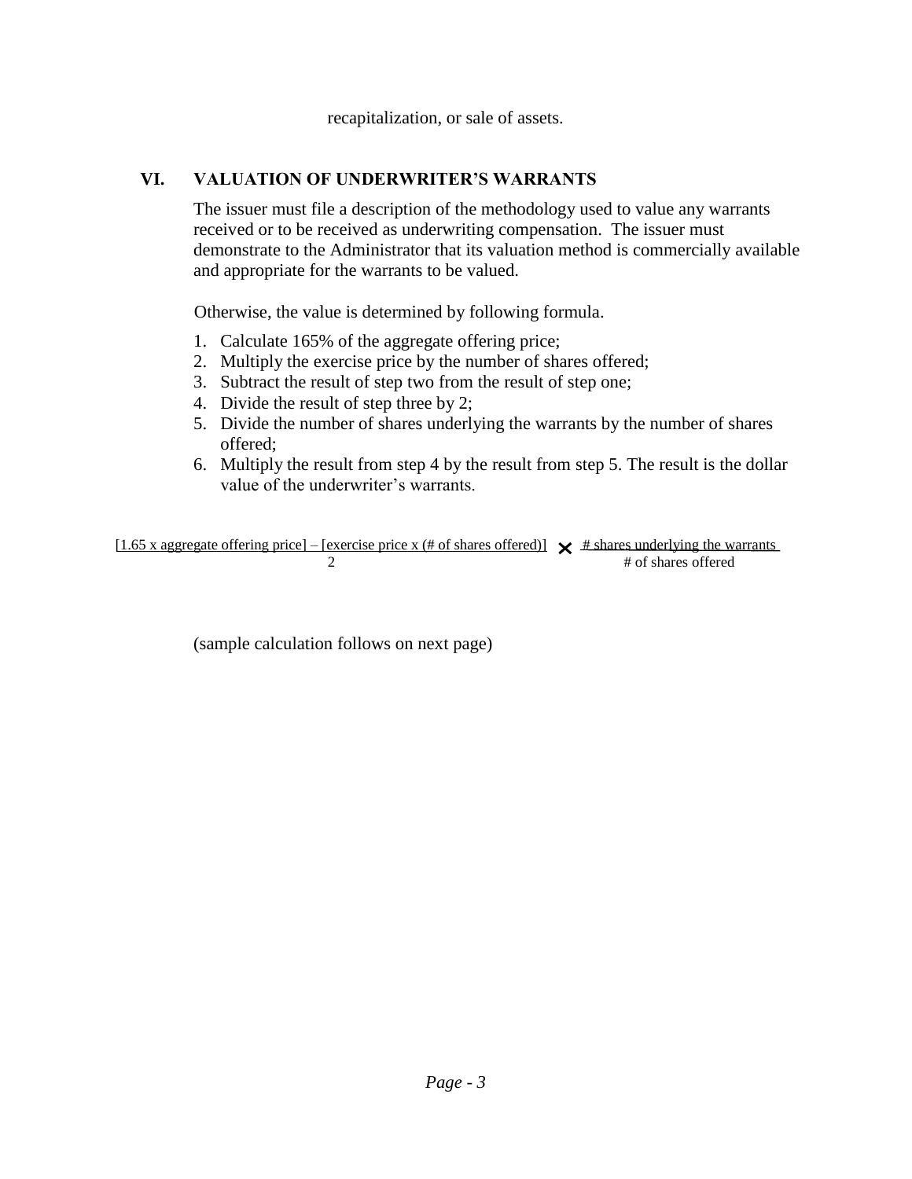recapitalization, or sale of assets.

## VI. VALUATION OF UNDERWRITER'S WARRANTS

The issuer must file a description of the methodology used to value any warrants received or to be received as underwriting compensation. The issuer must demonstrate to the Administrator that its valuation method is commercially available and appropriate for the warrants to be valued.

Otherwise, the value is determined by following formula.

1. Calculate 165% of the aggregate offering price;
2. Multiply the exercise price by the number of shares offered;
3. Subtract the result of step two from the result of step one;
4. Divide the result of step three by 2;
5. Divide the number of shares underlying the warrants by the number of shares offered;
6. Multiply the result from step 4 by the result from step 5. The result is the dollar value of the underwriter's warrants.

$$\frac{[1.65 \text{ x aggregate offering price}] - [\text{exercise price x (\# of shares offered)}]}{2} \times \frac{\text{\# shares underlying the warrants}}{\text{\# of shares offered}}$$

(sample calculation follows on next page)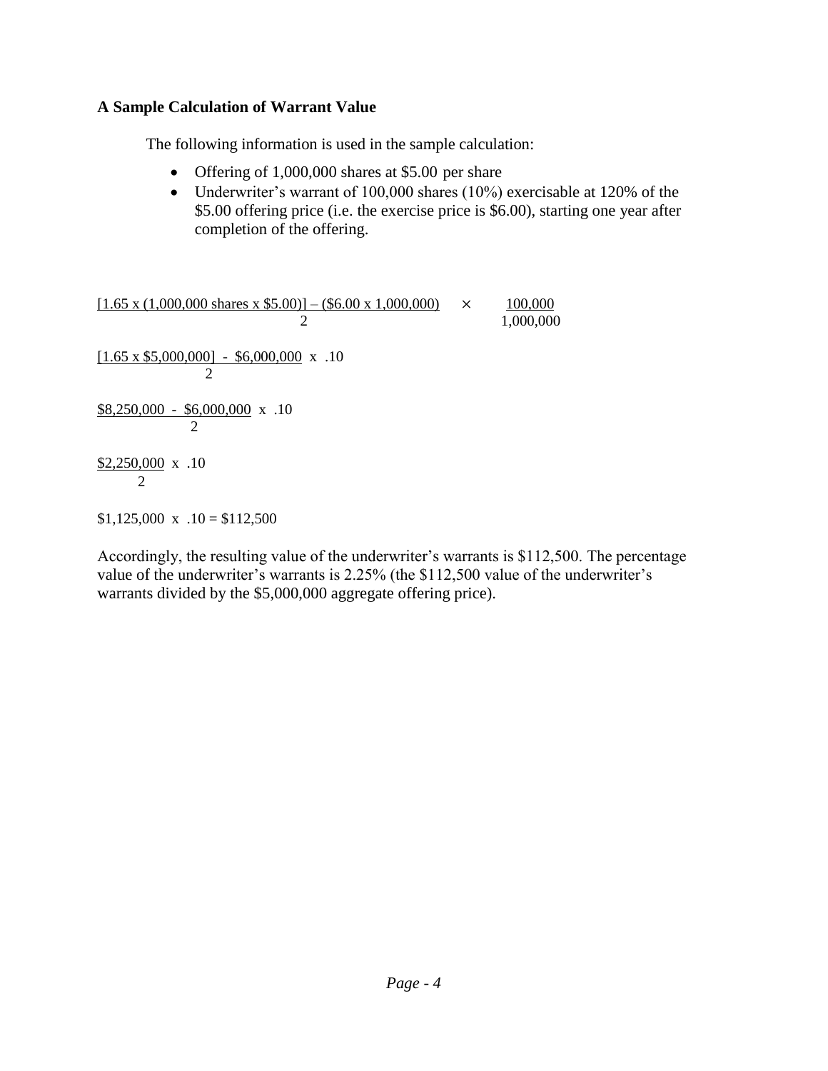### A Sample Calculation of Warrant Value

The following information is used in the sample calculation:

- Offering of 1,000,000 shares at \$5.00 per share
- Underwriter's warrant of 100,000 shares (10%) exercisable at 120% of the \$5.00 offering price (i.e. the exercise price is \$6.00), starting one year after completion of the offering.

$$\frac{[1.65 \times (1{,}000{,}000 \text{ shares} \times \$5.00)] - (\$6.00 \times 1{,}000{,}000)}{2} \times \frac{100{,}000}{1{,}000{,}000}$$

$$\frac{[1.65 \times \$5{,}000{,}000] - \$6{,}000{,}000}{2} \times .10$$

$$\frac{\$8{,}250{,}000 - \$6{,}000{,}000}{2} \times .10$$

$$\frac{\$2{,}250{,}000}{2} \times .10$$

$$\$1{,}125{,}000 \times .10 = \$112{,}500$$

Accordingly, the resulting value of the underwriter's warrants is \$112,500. The percentage value of the underwriter's warrants is 2.25% (the \$112,500 value of the underwriter's warrants divided by the \$5,000,000 aggregate offering price).